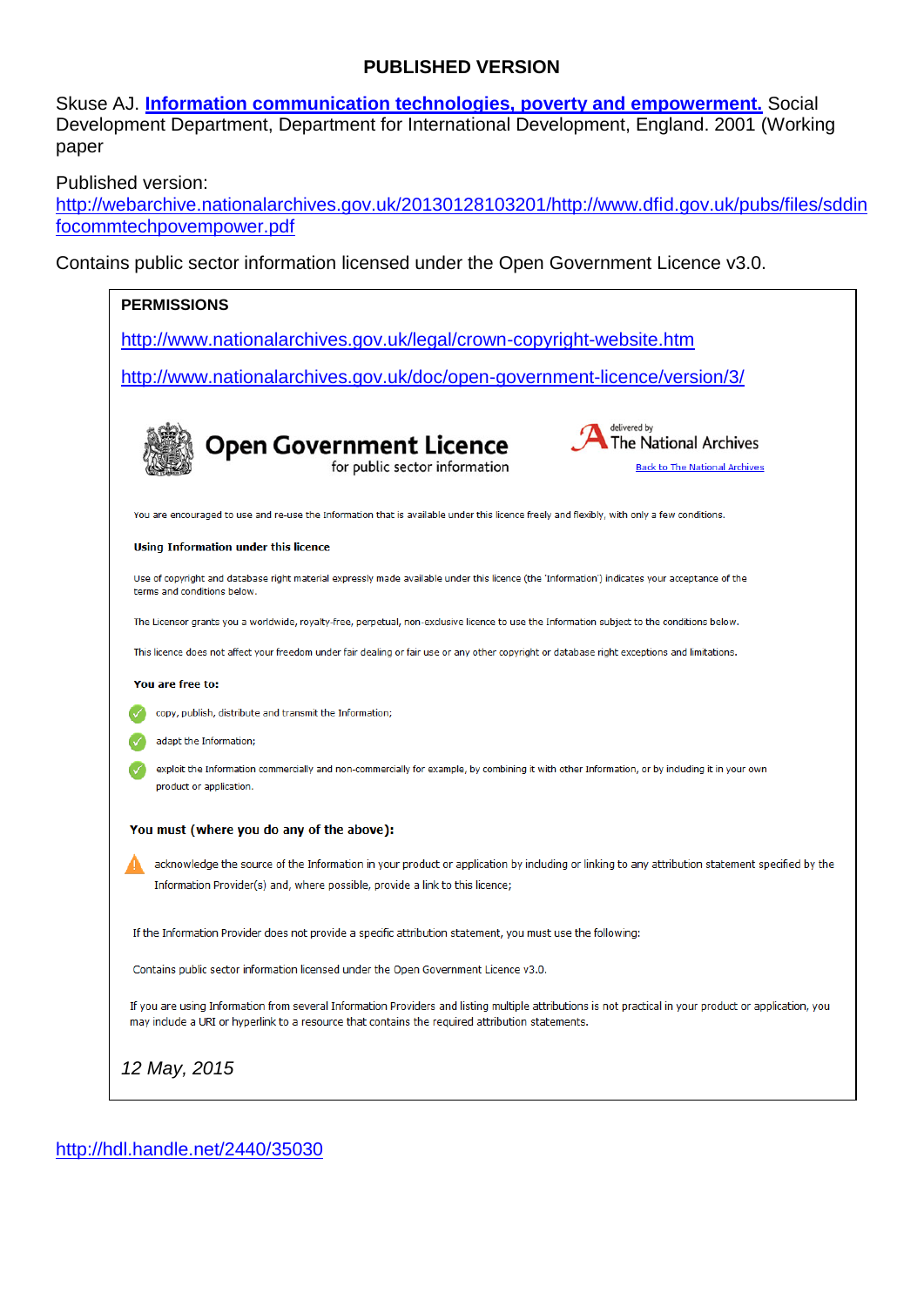**PUBLISHED VERSION**

Skuse AJ. **Information communication technologies, poverty and empowerment.** Social Development Department, Department for International Development, England. 2001 (Working paper

Published version:
http://webarchive.nationalarchives.gov.uk/20130128103201/http://www.dfid.gov.uk/pubs/files/sddinfocommtechpovempower.pdf

Contains public sector information licensed under the Open Government Licence v3.0.

**PERMISSIONS**

http://www.nationalarchives.gov.uk/legal/crown-copyright-website.htm

http://www.nationalarchives.gov.uk/doc/open-government-licence/version/3/

**Open Government Licence**
for public sector information

delivered by The National Archives

Back to The National Archives

You are encouraged to use and re-use the Information that is available under this licence freely and flexibly, with only a few conditions.

**Using Information under this licence**

Use of copyright and database right material expressly made available under this licence (the 'Information') indicates your acceptance of the terms and conditions below.

The Licensor grants you a worldwide, royalty-free, perpetual, non-exclusive licence to use the Information subject to the conditions below.

This licence does not affect your freedom under fair dealing or fair use or any other copyright or database right exceptions and limitations.

**You are free to:**

- copy, publish, distribute and transmit the Information;
- adapt the Information;
- exploit the Information commercially and non-commercially for example, by combining it with other Information, or by including it in your own product or application.

**You must (where you do any of the above):**

- acknowledge the source of the Information in your product or application by including or linking to any attribution statement specified by the Information Provider(s) and, where possible, provide a link to this licence;

If the Information Provider does not provide a specific attribution statement, you must use the following:

Contains public sector information licensed under the Open Government Licence v3.0.

If you are using Information from several Information Providers and listing multiple attributions is not practical in your product or application, you may include a URI or hyperlink to a resource that contains the required attribution statements.

*12 May, 2015*

http://hdl.handle.net/2440/35030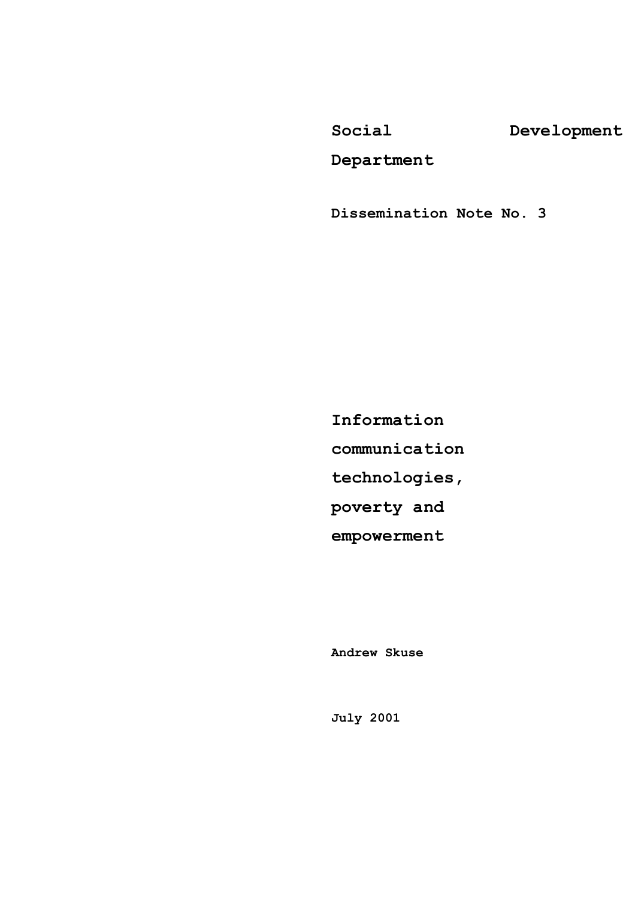**Social Development Department**

**Dissemination Note No. 3**

# Information communication technologies, poverty and empowerment

**Andrew Skuse**

**July 2001**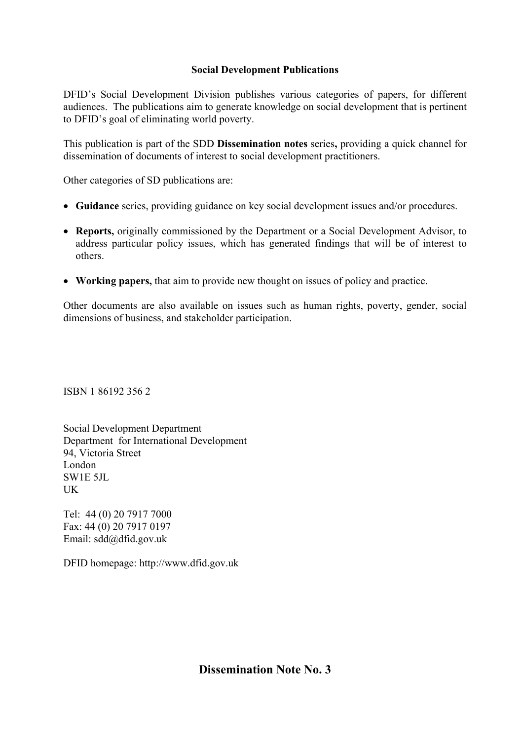**Social Development Publications**

DFID's Social Development Division publishes various categories of papers, for different audiences. The publications aim to generate knowledge on social development that is pertinent to DFID's goal of eliminating world poverty.

This publication is part of the SDD **Dissemination notes** series**,** providing a quick channel for dissemination of documents of interest to social development practitioners.

Other categories of SD publications are:

- **Guidance** series, providing guidance on key social development issues and/or procedures.
- **Reports,** originally commissioned by the Department or a Social Development Advisor, to address particular policy issues, which has generated findings that will be of interest to others.
- **Working papers,** that aim to provide new thought on issues of policy and practice.

Other documents are also available on issues such as human rights, poverty, gender, social dimensions of business, and stakeholder participation.

ISBN 1 86192 356 2

Social Development Department
Department for International Development
94, Victoria Street
London
SW1E 5JL
UK

Tel: 44 (0) 20 7917 7000
Fax: 44 (0) 20 7917 0197
Email: sdd@dfid.gov.uk

DFID homepage: http://www.dfid.gov.uk

**Dissemination Note No. 3**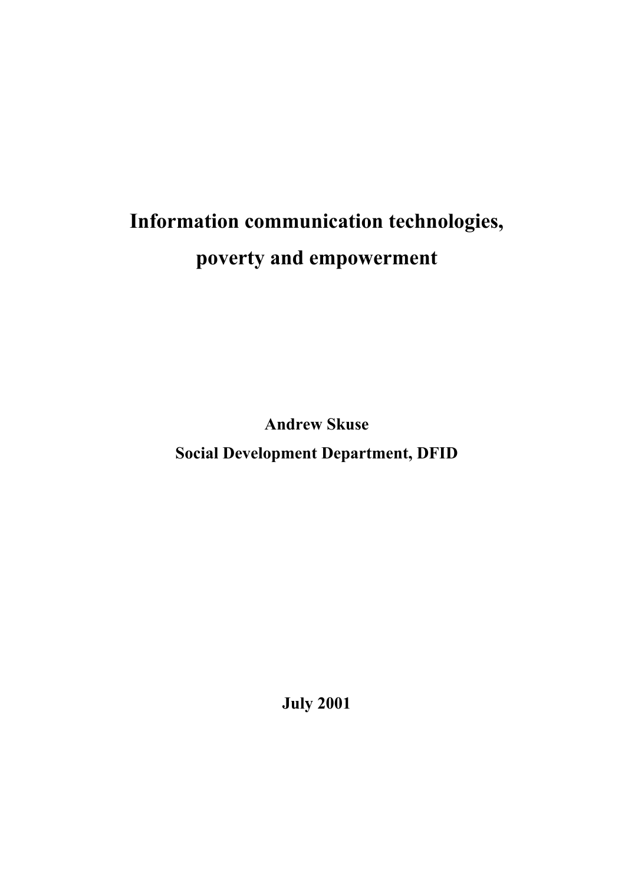# Information communication technologies, poverty and empowerment

**Andrew Skuse**

**Social Development Department, DFID**

**July 2001**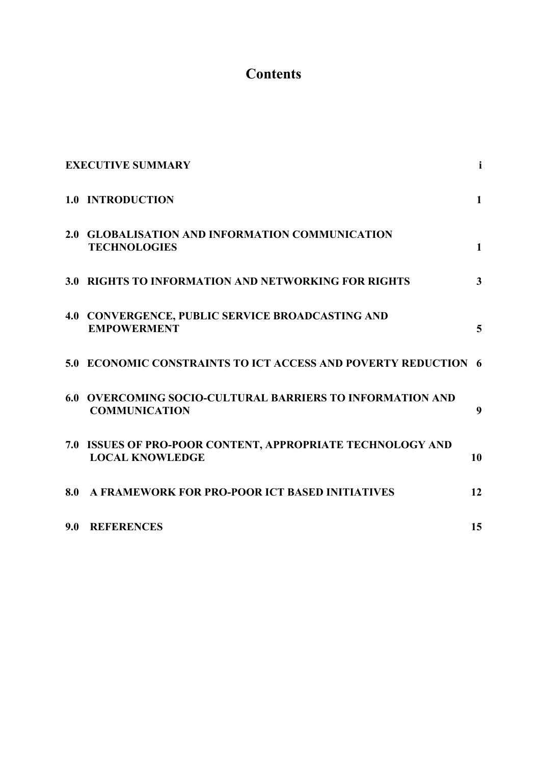# Contents

| | |
|---|---|
| **EXECUTIVE SUMMARY** | **i** |
| **1.0 INTRODUCTION** | **1** |
| **2.0 GLOBALISATION AND INFORMATION COMMUNICATION TECHNOLOGIES** | **1** |
| **3.0 RIGHTS TO INFORMATION AND NETWORKING FOR RIGHTS** | **3** |
| **4.0 CONVERGENCE, PUBLIC SERVICE BROADCASTING AND EMPOWERMENT** | **5** |
| **5.0 ECONOMIC CONSTRAINTS TO ICT ACCESS AND POVERTY REDUCTION** | **6** |
| **6.0 OVERCOMING SOCIO-CULTURAL BARRIERS TO INFORMATION AND COMMUNICATION** | **9** |
| **7.0 ISSUES OF PRO-POOR CONTENT, APPROPRIATE TECHNOLOGY AND LOCAL KNOWLEDGE** | **10** |
| **8.0 A FRAMEWORK FOR PRO-POOR ICT BASED INITIATIVES** | **12** |
| **9.0 REFERENCES** | **15** |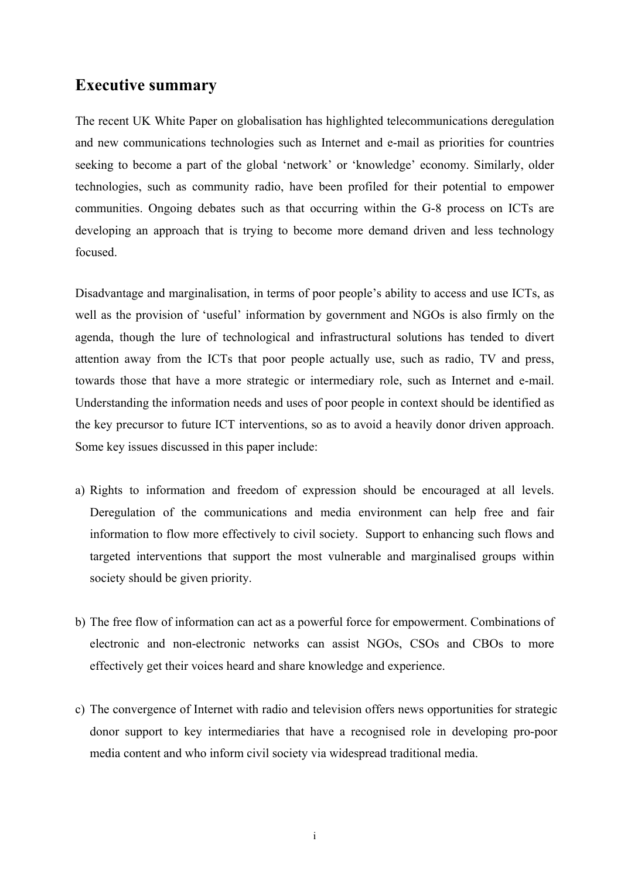## Executive summary

The recent UK White Paper on globalisation has highlighted telecommunications deregulation and new communications technologies such as Internet and e-mail as priorities for countries seeking to become a part of the global 'network' or 'knowledge' economy. Similarly, older technologies, such as community radio, have been profiled for their potential to empower communities. Ongoing debates such as that occurring within the G-8 process on ICTs are developing an approach that is trying to become more demand driven and less technology focused.

Disadvantage and marginalisation, in terms of poor people's ability to access and use ICTs, as well as the provision of 'useful' information by government and NGOs is also firmly on the agenda, though the lure of technological and infrastructural solutions has tended to divert attention away from the ICTs that poor people actually use, such as radio, TV and press, towards those that have a more strategic or intermediary role, such as Internet and e-mail. Understanding the information needs and uses of poor people in context should be identified as the key precursor to future ICT interventions, so as to avoid a heavily donor driven approach. Some key issues discussed in this paper include:

a) Rights to information and freedom of expression should be encouraged at all levels. Deregulation of the communications and media environment can help free and fair information to flow more effectively to civil society. Support to enhancing such flows and targeted interventions that support the most vulnerable and marginalised groups within society should be given priority.

b) The free flow of information can act as a powerful force for empowerment. Combinations of electronic and non-electronic networks can assist NGOs, CSOs and CBOs to more effectively get their voices heard and share knowledge and experience.

c) The convergence of Internet with radio and television offers news opportunities for strategic donor support to key intermediaries that have a recognised role in developing pro-poor media content and who inform civil society via widespread traditional media.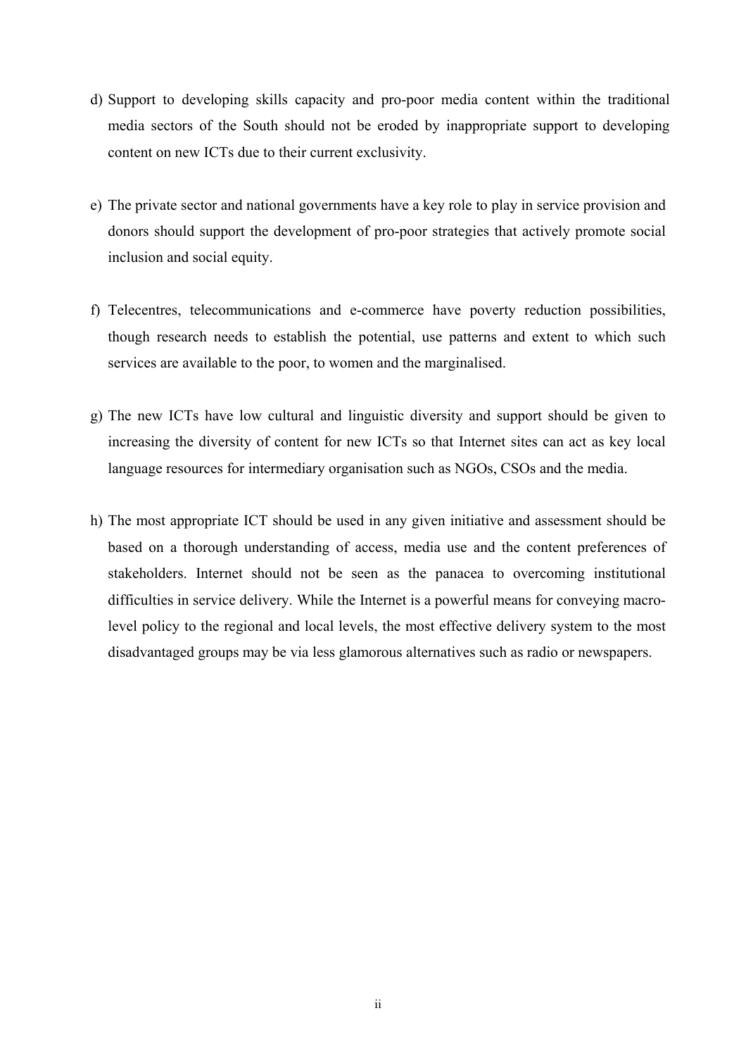d) Support to developing skills capacity and pro-poor media content within the traditional media sectors of the South should not be eroded by inappropriate support to developing content on new ICTs due to their current exclusivity.

e) The private sector and national governments have a key role to play in service provision and donors should support the development of pro-poor strategies that actively promote social inclusion and social equity.

f) Telecentres, telecommunications and e-commerce have poverty reduction possibilities, though research needs to establish the potential, use patterns and extent to which such services are available to the poor, to women and the marginalised.

g) The new ICTs have low cultural and linguistic diversity and support should be given to increasing the diversity of content for new ICTs so that Internet sites can act as key local language resources for intermediary organisation such as NGOs, CSOs and the media.

h) The most appropriate ICT should be used in any given initiative and assessment should be based on a thorough understanding of access, media use and the content preferences of stakeholders. Internet should not be seen as the panacea to overcoming institutional difficulties in service delivery. While the Internet is a powerful means for conveying macro-level policy to the regional and local levels, the most effective delivery system to the most disadvantaged groups may be via less glamorous alternatives such as radio or newspapers.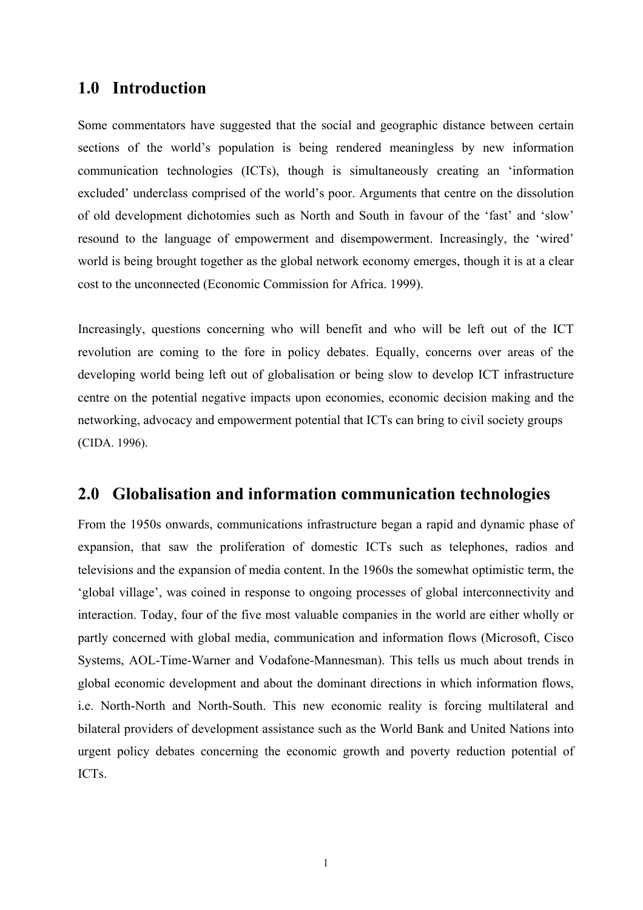## 1.0 Introduction

Some commentators have suggested that the social and geographic distance between certain sections of the world's population is being rendered meaningless by new information communication technologies (ICTs), though is simultaneously creating an 'information excluded' underclass comprised of the world's poor. Arguments that centre on the dissolution of old development dichotomies such as North and South in favour of the 'fast' and 'slow' resound to the language of empowerment and disempowerment. Increasingly, the 'wired' world is being brought together as the global network economy emerges, though it is at a clear cost to the unconnected (Economic Commission for Africa. 1999).

Increasingly, questions concerning who will benefit and who will be left out of the ICT revolution are coming to the fore in policy debates. Equally, concerns over areas of the developing world being left out of globalisation or being slow to develop ICT infrastructure centre on the potential negative impacts upon economies, economic decision making and the networking, advocacy and empowerment potential that ICTs can bring to civil society groups (CIDA. 1996).

## 2.0 Globalisation and information communication technologies

From the 1950s onwards, communications infrastructure began a rapid and dynamic phase of expansion, that saw the proliferation of domestic ICTs such as telephones, radios and televisions and the expansion of media content. In the 1960s the somewhat optimistic term, the 'global village', was coined in response to ongoing processes of global interconnectivity and interaction. Today, four of the five most valuable companies in the world are either wholly or partly concerned with global media, communication and information flows (Microsoft, Cisco Systems, AOL-Time-Warner and Vodafone-Mannesman). This tells us much about trends in global economic development and about the dominant directions in which information flows, i.e. North-North and North-South. This new economic reality is forcing multilateral and bilateral providers of development assistance such as the World Bank and United Nations into urgent policy debates concerning the economic growth and poverty reduction potential of ICTs.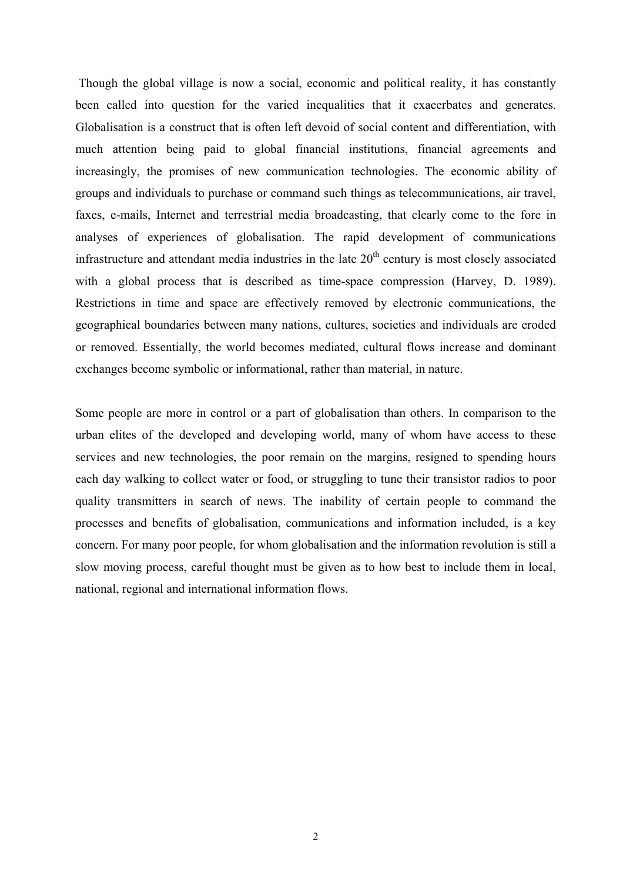Though the global village is now a social, economic and political reality, it has constantly been called into question for the varied inequalities that it exacerbates and generates. Globalisation is a construct that is often left devoid of social content and differentiation, with much attention being paid to global financial institutions, financial agreements and increasingly, the promises of new communication technologies. The economic ability of groups and individuals to purchase or command such things as telecommunications, air travel, faxes, e-mails, Internet and terrestrial media broadcasting, that clearly come to the fore in analyses of experiences of globalisation. The rapid development of communications infrastructure and attendant media industries in the late 20th century is most closely associated with a global process that is described as time-space compression (Harvey, D. 1989). Restrictions in time and space are effectively removed by electronic communications, the geographical boundaries between many nations, cultures, societies and individuals are eroded or removed. Essentially, the world becomes mediated, cultural flows increase and dominant exchanges become symbolic or informational, rather than material, in nature.

Some people are more in control or a part of globalisation than others. In comparison to the urban elites of the developed and developing world, many of whom have access to these services and new technologies, the poor remain on the margins, resigned to spending hours each day walking to collect water or food, or struggling to tune their transistor radios to poor quality transmitters in search of news. The inability of certain people to command the processes and benefits of globalisation, communications and information included, is a key concern. For many poor people, for whom globalisation and the information revolution is still a slow moving process, careful thought must be given as to how best to include them in local, national, regional and international information flows.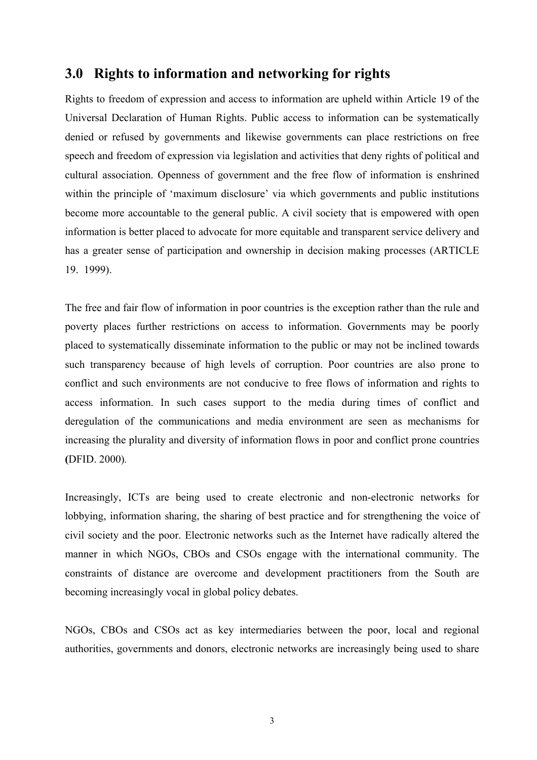## 3.0 Rights to information and networking for rights

Rights to freedom of expression and access to information are upheld within Article 19 of the Universal Declaration of Human Rights. Public access to information can be systematically denied or refused by governments and likewise governments can place restrictions on free speech and freedom of expression via legislation and activities that deny rights of political and cultural association. Openness of government and the free flow of information is enshrined within the principle of 'maximum disclosure' via which governments and public institutions become more accountable to the general public. A civil society that is empowered with open information is better placed to advocate for more equitable and transparent service delivery and has a greater sense of participation and ownership in decision making processes (ARTICLE 19. 1999).

The free and fair flow of information in poor countries is the exception rather than the rule and poverty places further restrictions on access to information. Governments may be poorly placed to systematically disseminate information to the public or may not be inclined towards such transparency because of high levels of corruption. Poor countries are also prone to conflict and such environments are not conducive to free flows of information and rights to access information. In such cases support to the media during times of conflict and deregulation of the communications and media environment are seen as mechanisms for increasing the plurality and diversity of information flows in poor and conflict prone countries (DFID. 2000).

Increasingly, ICTs are being used to create electronic and non-electronic networks for lobbying, information sharing, the sharing of best practice and for strengthening the voice of civil society and the poor. Electronic networks such as the Internet have radically altered the manner in which NGOs, CBOs and CSOs engage with the international community. The constraints of distance are overcome and development practitioners from the South are becoming increasingly vocal in global policy debates.

NGOs, CBOs and CSOs act as key intermediaries between the poor, local and regional authorities, governments and donors, electronic networks are increasingly being used to share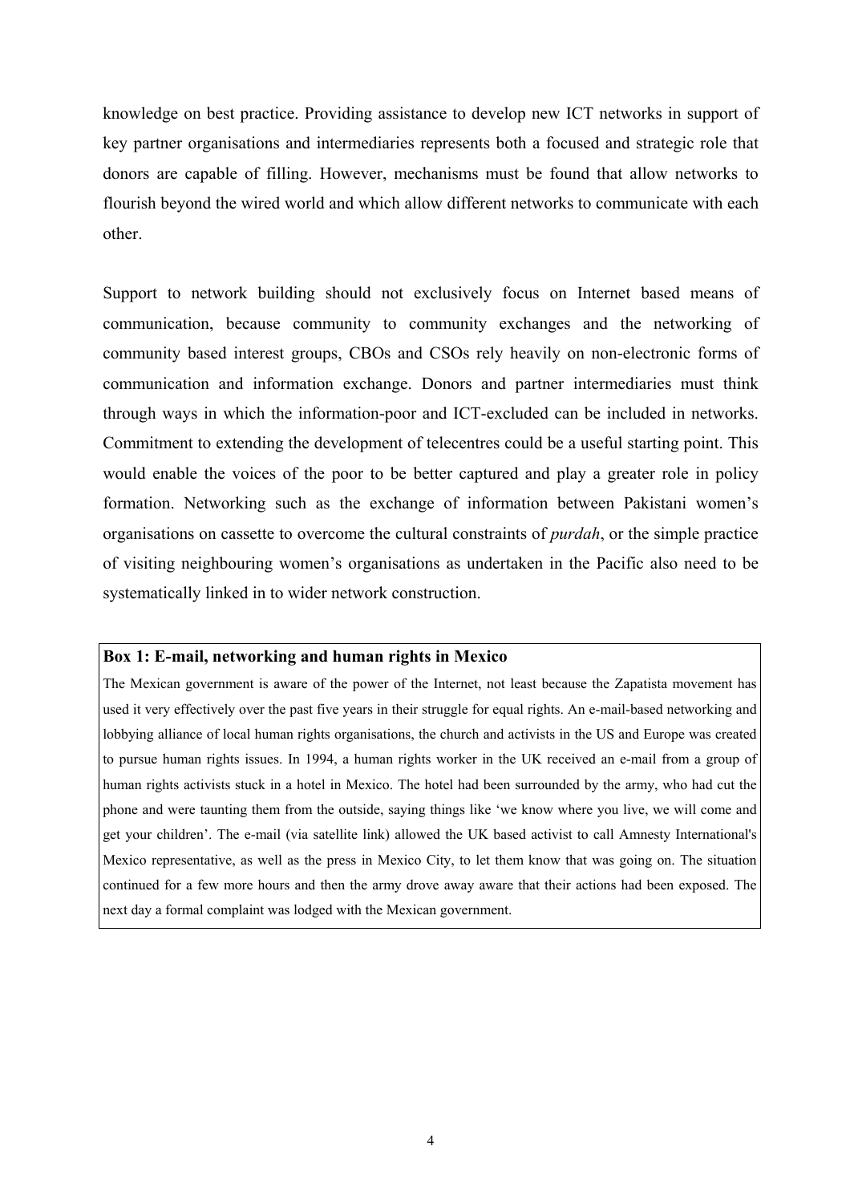knowledge on best practice. Providing assistance to develop new ICT networks in support of key partner organisations and intermediaries represents both a focused and strategic role that donors are capable of filling. However, mechanisms must be found that allow networks to flourish beyond the wired world and which allow different networks to communicate with each other.

Support to network building should not exclusively focus on Internet based means of communication, because community to community exchanges and the networking of community based interest groups, CBOs and CSOs rely heavily on non-electronic forms of communication and information exchange. Donors and partner intermediaries must think through ways in which the information-poor and ICT-excluded can be included in networks. Commitment to extending the development of telecentres could be a useful starting point. This would enable the voices of the poor to be better captured and play a greater role in policy formation. Networking such as the exchange of information between Pakistani women's organisations on cassette to overcome the cultural constraints of *purdah*, or the simple practice of visiting neighbouring women's organisations as undertaken in the Pacific also need to be systematically linked in to wider network construction.

**Box 1: E-mail, networking and human rights in Mexico**

The Mexican government is aware of the power of the Internet, not least because the Zapatista movement has used it very effectively over the past five years in their struggle for equal rights. An e-mail-based networking and lobbying alliance of local human rights organisations, the church and activists in the US and Europe was created to pursue human rights issues. In 1994, a human rights worker in the UK received an e-mail from a group of human rights activists stuck in a hotel in Mexico. The hotel had been surrounded by the army, who had cut the phone and were taunting them from the outside, saying things like 'we know where you live, we will come and get your children'. The e-mail (via satellite link) allowed the UK based activist to call Amnesty International's Mexico representative, as well as the press in Mexico City, to let them know that was going on. The situation continued for a few more hours and then the army drove away aware that their actions had been exposed. The next day a formal complaint was lodged with the Mexican government.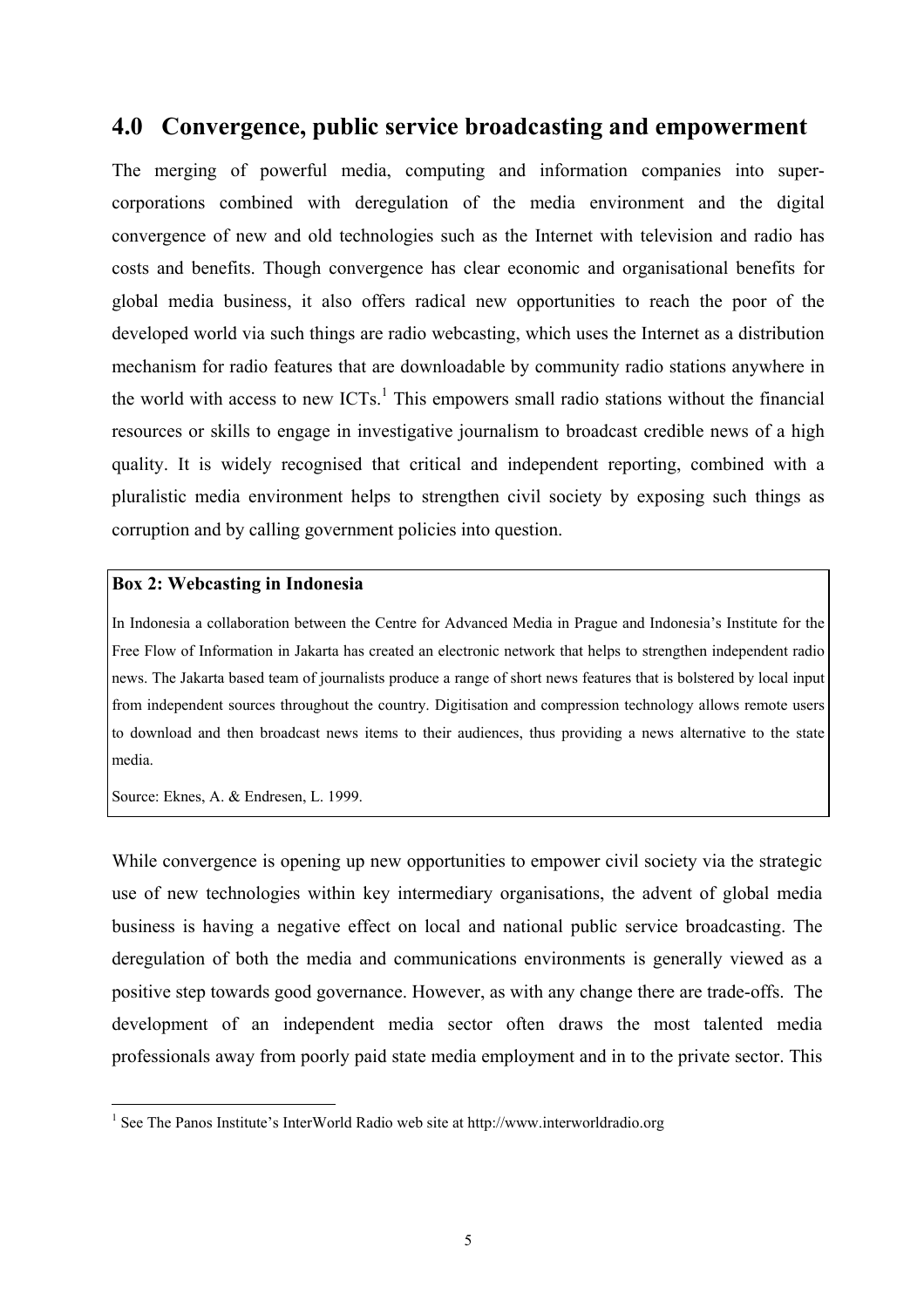## 4.0 Convergence, public service broadcasting and empowerment

The merging of powerful media, computing and information companies into super-corporations combined with deregulation of the media environment and the digital convergence of new and old technologies such as the Internet with television and radio has costs and benefits. Though convergence has clear economic and organisational benefits for global media business, it also offers radical new opportunities to reach the poor of the developed world via such things are radio webcasting, which uses the Internet as a distribution mechanism for radio features that are downloadable by community radio stations anywhere in the world with access to new ICTs.[1] This empowers small radio stations without the financial resources or skills to engage in investigative journalism to broadcast credible news of a high quality. It is widely recognised that critical and independent reporting, combined with a pluralistic media environment helps to strengthen civil society by exposing such things as corruption and by calling government policies into question.

> **Box 2: Webcasting in Indonesia**
>
> In Indonesia a collaboration between the Centre for Advanced Media in Prague and Indonesia's Institute for the Free Flow of Information in Jakarta has created an electronic network that helps to strengthen independent radio news. The Jakarta based team of journalists produce a range of short news features that is bolstered by local input from independent sources throughout the country. Digitisation and compression technology allows remote users to download and then broadcast news items to their audiences, thus providing a news alternative to the state media.
>
> Source: Eknes, A. & Endresen, L. 1999.

While convergence is opening up new opportunities to empower civil society via the strategic use of new technologies within key intermediary organisations, the advent of global media business is having a negative effect on local and national public service broadcasting. The deregulation of both the media and communications environments is generally viewed as a positive step towards good governance. However, as with any change there are trade-offs. The development of an independent media sector often draws the most talented media professionals away from poorly paid state media employment and in to the private sector. This

[1] See The Panos Institute's InterWorld Radio web site at http://www.interworldradio.org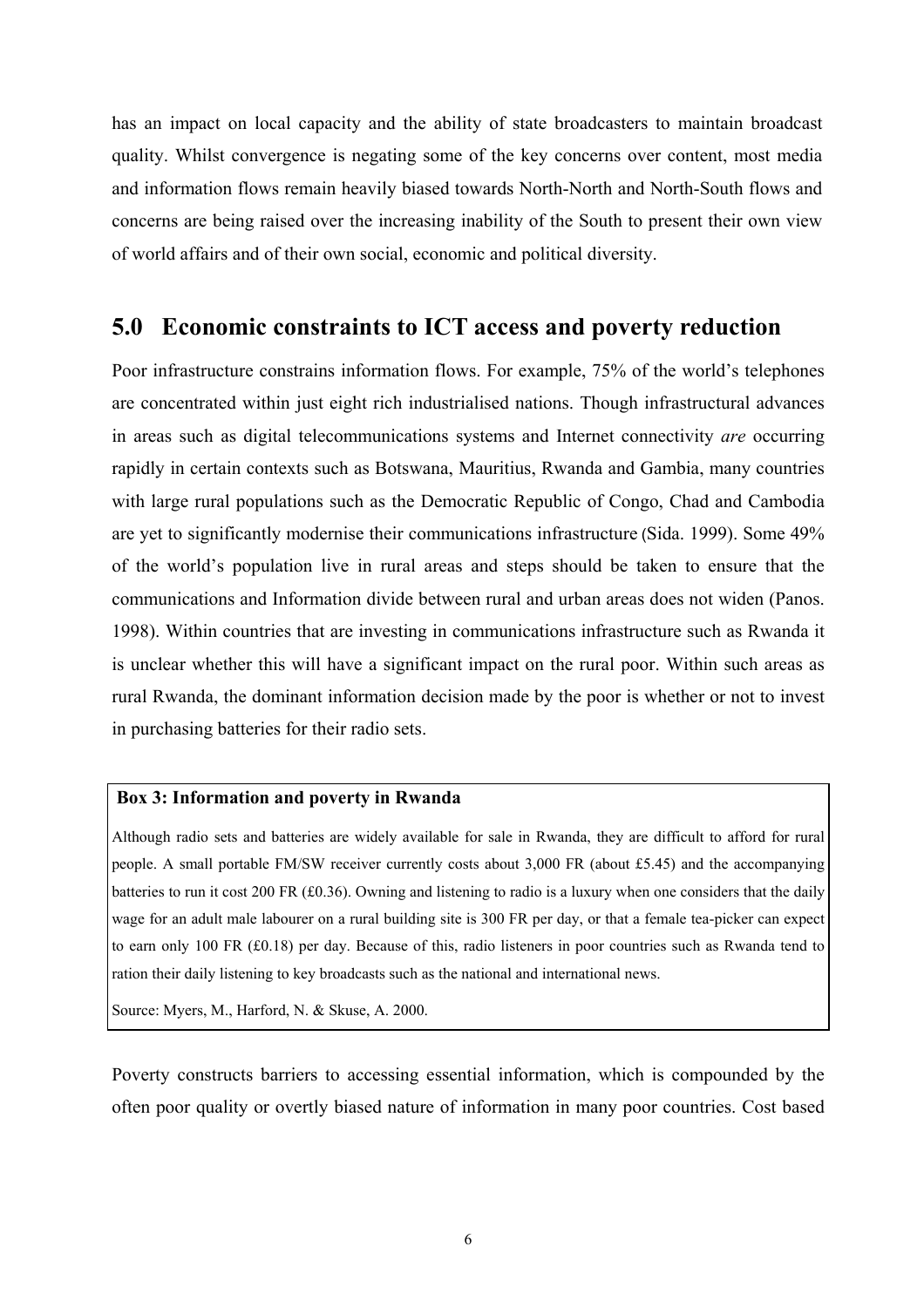has an impact on local capacity and the ability of state broadcasters to maintain broadcast quality. Whilst convergence is negating some of the key concerns over content, most media and information flows remain heavily biased towards North-North and North-South flows and concerns are being raised over the increasing inability of the South to present their own view of world affairs and of their own social, economic and political diversity.

## 5.0 Economic constraints to ICT access and poverty reduction

Poor infrastructure constrains information flows. For example, 75% of the world's telephones are concentrated within just eight rich industrialised nations. Though infrastructural advances in areas such as digital telecommunications systems and Internet connectivity *are* occurring rapidly in certain contexts such as Botswana, Mauritius, Rwanda and Gambia, many countries with large rural populations such as the Democratic Republic of Congo, Chad and Cambodia are yet to significantly modernise their communications infrastructure (Sida. 1999). Some 49% of the world's population live in rural areas and steps should be taken to ensure that the communications and Information divide between rural and urban areas does not widen (Panos. 1998). Within countries that are investing in communications infrastructure such as Rwanda it is unclear whether this will have a significant impact on the rural poor. Within such areas as rural Rwanda, the dominant information decision made by the poor is whether or not to invest in purchasing batteries for their radio sets.

**Box 3: Information and poverty in Rwanda**

Although radio sets and batteries are widely available for sale in Rwanda, they are difficult to afford for rural people. A small portable FM/SW receiver currently costs about 3,000 FR (about £5.45) and the accompanying batteries to run it cost 200 FR (£0.36). Owning and listening to radio is a luxury when one considers that the daily wage for an adult male labourer on a rural building site is 300 FR per day, or that a female tea-picker can expect to earn only 100 FR (£0.18) per day. Because of this, radio listeners in poor countries such as Rwanda tend to ration their daily listening to key broadcasts such as the national and international news.

Source: Myers, M., Harford, N. & Skuse, A. 2000.

Poverty constructs barriers to accessing essential information, which is compounded by the often poor quality or overtly biased nature of information in many poor countries. Cost based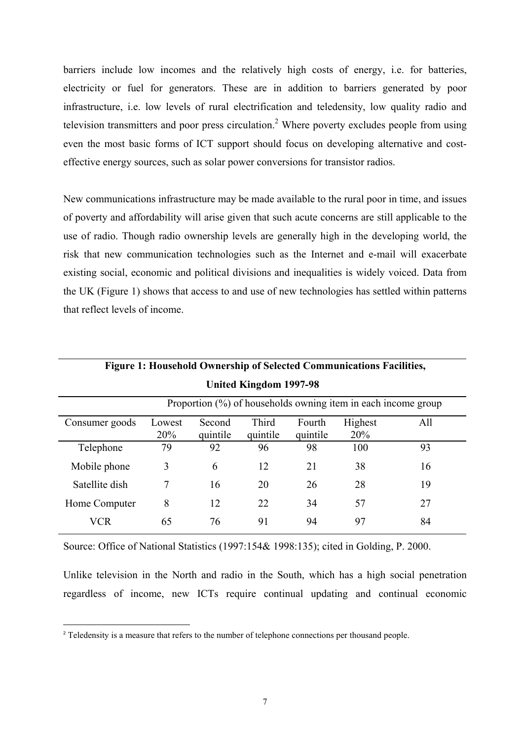barriers include low incomes and the relatively high costs of energy, i.e. for batteries, electricity or fuel for generators. These are in addition to barriers generated by poor infrastructure, i.e. low levels of rural electrification and teledensity, low quality radio and television transmitters and poor press circulation.[2] Where poverty excludes people from using even the most basic forms of ICT support should focus on developing alternative and cost-effective energy sources, such as solar power conversions for transistor radios.

New communications infrastructure may be made available to the rural poor in time, and issues of poverty and affordability will arise given that such acute concerns are still applicable to the use of radio. Though radio ownership levels are generally high in the developing world, the risk that new communication technologies such as the Internet and e-mail will exacerbate existing social, economic and political divisions and inequalities is widely voiced. Data from the UK (Figure 1) shows that access to and use of new technologies has settled within patterns that reflect levels of income.

**Figure 1: Household Ownership of Selected Communications Facilities, United Kingdom 1997-98**

| | Proportion (%) of households owning item in each income group | | | | | |
|---|---|---|---|---|---|---|
| Consumer goods | Lowest 20% | Second quintile | Third quintile | Fourth quintile | Highest 20% | All |
| Telephone | 79 | 92 | 96 | 98 | 100 | 93 |
| Mobile phone | 3 | 6 | 12 | 21 | 38 | 16 |
| Satellite dish | 7 | 16 | 20 | 26 | 28 | 19 |
| Home Computer | 8 | 12 | 22 | 34 | 57 | 27 |
| VCR | 65 | 76 | 91 | 94 | 97 | 84 |

Source: Office of National Statistics (1997:154& 1998:135); cited in Golding, P. 2000.

Unlike television in the North and radio in the South, which has a high social penetration regardless of income, new ICTs require continual updating and continual economic

[2] Teledensity is a measure that refers to the number of telephone connections per thousand people.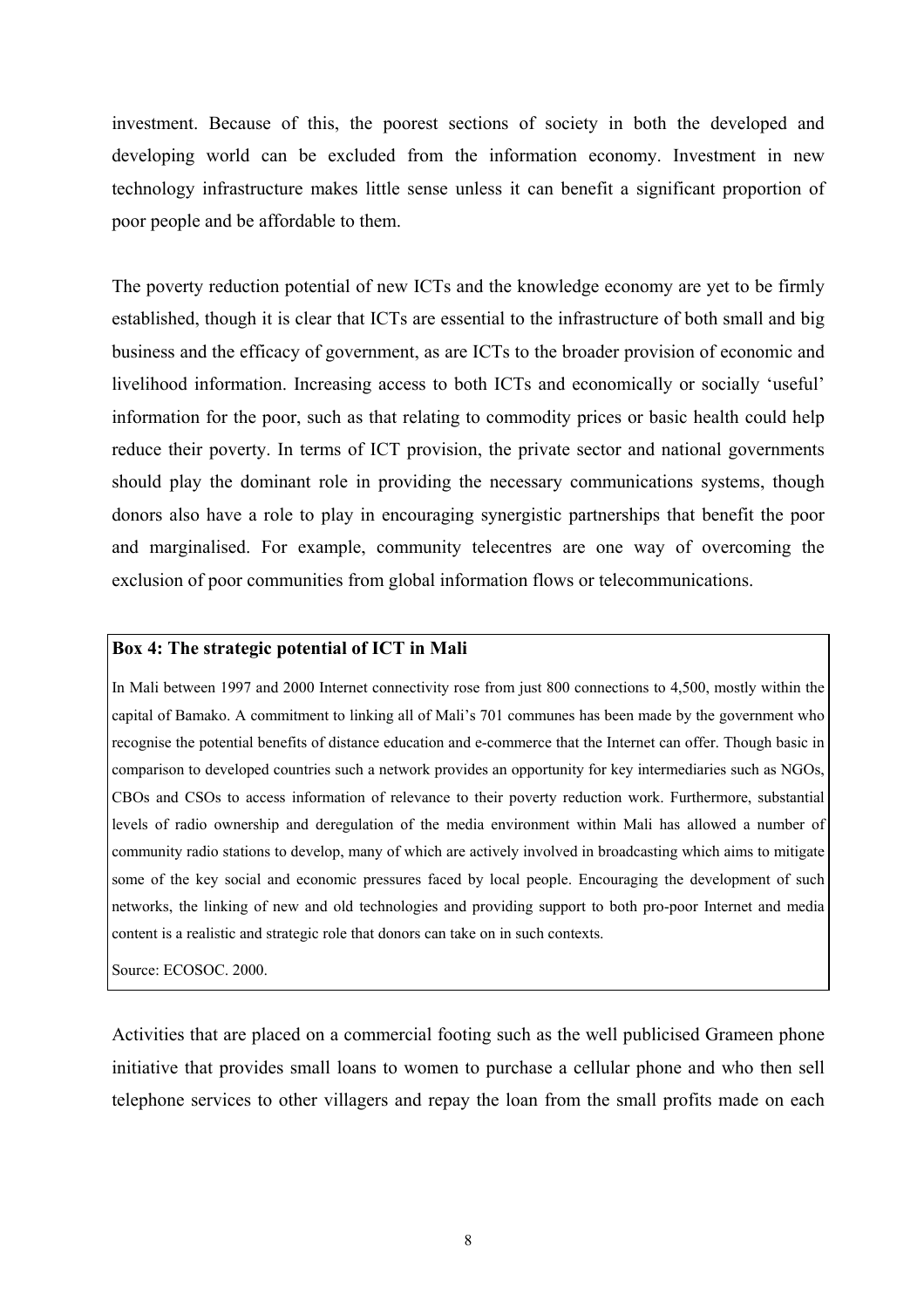investment. Because of this, the poorest sections of society in both the developed and developing world can be excluded from the information economy. Investment in new technology infrastructure makes little sense unless it can benefit a significant proportion of poor people and be affordable to them.

The poverty reduction potential of new ICTs and the knowledge economy are yet to be firmly established, though it is clear that ICTs are essential to the infrastructure of both small and big business and the efficacy of government, as are ICTs to the broader provision of economic and livelihood information. Increasing access to both ICTs and economically or socially 'useful' information for the poor, such as that relating to commodity prices or basic health could help reduce their poverty. In terms of ICT provision, the private sector and national governments should play the dominant role in providing the necessary communications systems, though donors also have a role to play in encouraging synergistic partnerships that benefit the poor and marginalised. For example, community telecentres are one way of overcoming the exclusion of poor communities from global information flows or telecommunications.

**Box 4: The strategic potential of ICT in Mali**

In Mali between 1997 and 2000 Internet connectivity rose from just 800 connections to 4,500, mostly within the capital of Bamako. A commitment to linking all of Mali's 701 communes has been made by the government who recognise the potential benefits of distance education and e-commerce that the Internet can offer. Though basic in comparison to developed countries such a network provides an opportunity for key intermediaries such as NGOs, CBOs and CSOs to access information of relevance to their poverty reduction work. Furthermore, substantial levels of radio ownership and deregulation of the media environment within Mali has allowed a number of community radio stations to develop, many of which are actively involved in broadcasting which aims to mitigate some of the key social and economic pressures faced by local people. Encouraging the development of such networks, the linking of new and old technologies and providing support to both pro-poor Internet and media content is a realistic and strategic role that donors can take on in such contexts.

Source: ECOSOC. 2000.

Activities that are placed on a commercial footing such as the well publicised Grameen phone initiative that provides small loans to women to purchase a cellular phone and who then sell telephone services to other villagers and repay the loan from the small profits made on each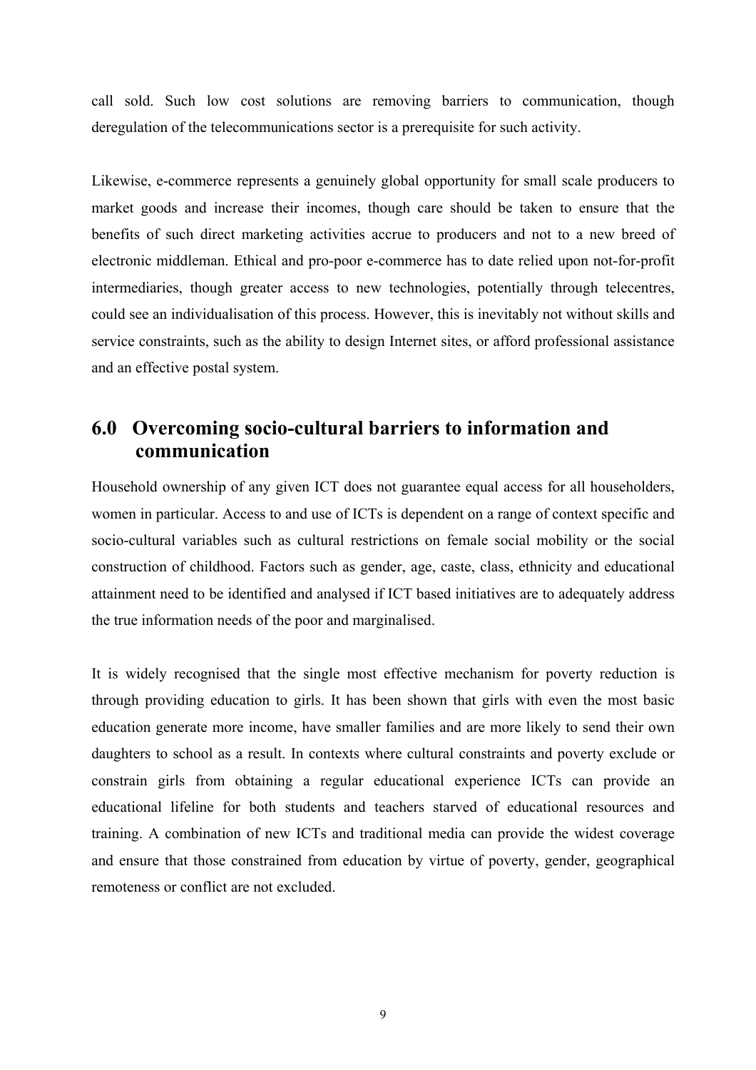call sold. Such low cost solutions are removing barriers to communication, though deregulation of the telecommunications sector is a prerequisite for such activity.

Likewise, e-commerce represents a genuinely global opportunity for small scale producers to market goods and increase their incomes, though care should be taken to ensure that the benefits of such direct marketing activities accrue to producers and not to a new breed of electronic middleman. Ethical and pro-poor e-commerce has to date relied upon not-for-profit intermediaries, though greater access to new technologies, potentially through telecentres, could see an individualisation of this process. However, this is inevitably not without skills and service constraints, such as the ability to design Internet sites, or afford professional assistance and an effective postal system.

## 6.0 Overcoming socio-cultural barriers to information and communication

Household ownership of any given ICT does not guarantee equal access for all householders, women in particular. Access to and use of ICTs is dependent on a range of context specific and socio-cultural variables such as cultural restrictions on female social mobility or the social construction of childhood. Factors such as gender, age, caste, class, ethnicity and educational attainment need to be identified and analysed if ICT based initiatives are to adequately address the true information needs of the poor and marginalised.

It is widely recognised that the single most effective mechanism for poverty reduction is through providing education to girls. It has been shown that girls with even the most basic education generate more income, have smaller families and are more likely to send their own daughters to school as a result. In contexts where cultural constraints and poverty exclude or constrain girls from obtaining a regular educational experience ICTs can provide an educational lifeline for both students and teachers starved of educational resources and training. A combination of new ICTs and traditional media can provide the widest coverage and ensure that those constrained from education by virtue of poverty, gender, geographical remoteness or conflict are not excluded.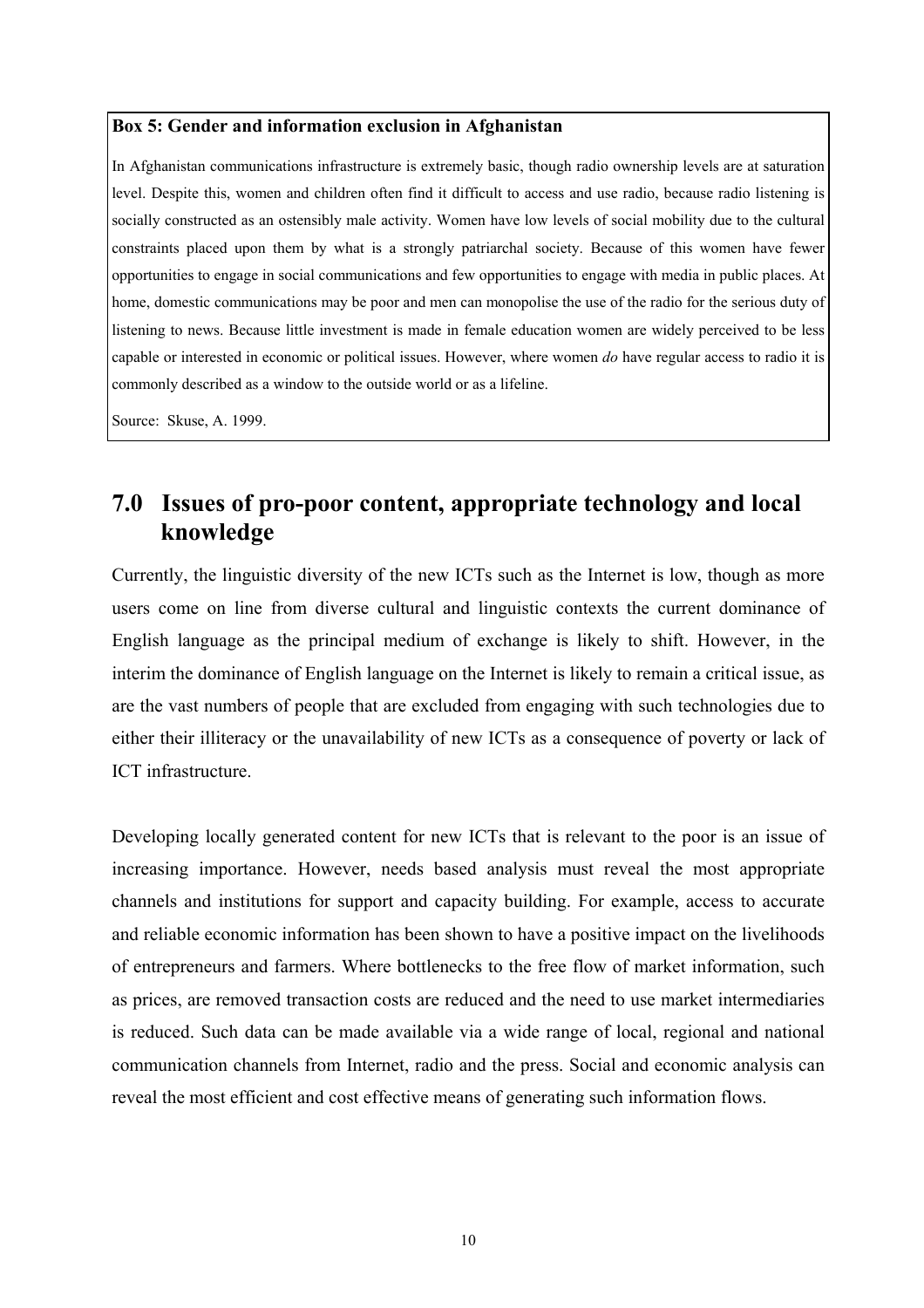**Box 5: Gender and information exclusion in Afghanistan**

In Afghanistan communications infrastructure is extremely basic, though radio ownership levels are at saturation level. Despite this, women and children often find it difficult to access and use radio, because radio listening is socially constructed as an ostensibly male activity. Women have low levels of social mobility due to the cultural constraints placed upon them by what is a strongly patriarchal society. Because of this women have fewer opportunities to engage in social communications and few opportunities to engage with media in public places. At home, domestic communications may be poor and men can monopolise the use of the radio for the serious duty of listening to news. Because little investment is made in female education women are widely perceived to be less capable or interested in economic or political issues. However, where women *do* have regular access to radio it is commonly described as a window to the outside world or as a lifeline.

Source: Skuse, A. 1999.

## 7.0 Issues of pro-poor content, appropriate technology and local knowledge

Currently, the linguistic diversity of the new ICTs such as the Internet is low, though as more users come on line from diverse cultural and linguistic contexts the current dominance of English language as the principal medium of exchange is likely to shift. However, in the interim the dominance of English language on the Internet is likely to remain a critical issue, as are the vast numbers of people that are excluded from engaging with such technologies due to either their illiteracy or the unavailability of new ICTs as a consequence of poverty or lack of ICT infrastructure.

Developing locally generated content for new ICTs that is relevant to the poor is an issue of increasing importance. However, needs based analysis must reveal the most appropriate channels and institutions for support and capacity building. For example, access to accurate and reliable economic information has been shown to have a positive impact on the livelihoods of entrepreneurs and farmers. Where bottlenecks to the free flow of market information, such as prices, are removed transaction costs are reduced and the need to use market intermediaries is reduced. Such data can be made available via a wide range of local, regional and national communication channels from Internet, radio and the press. Social and economic analysis can reveal the most efficient and cost effective means of generating such information flows.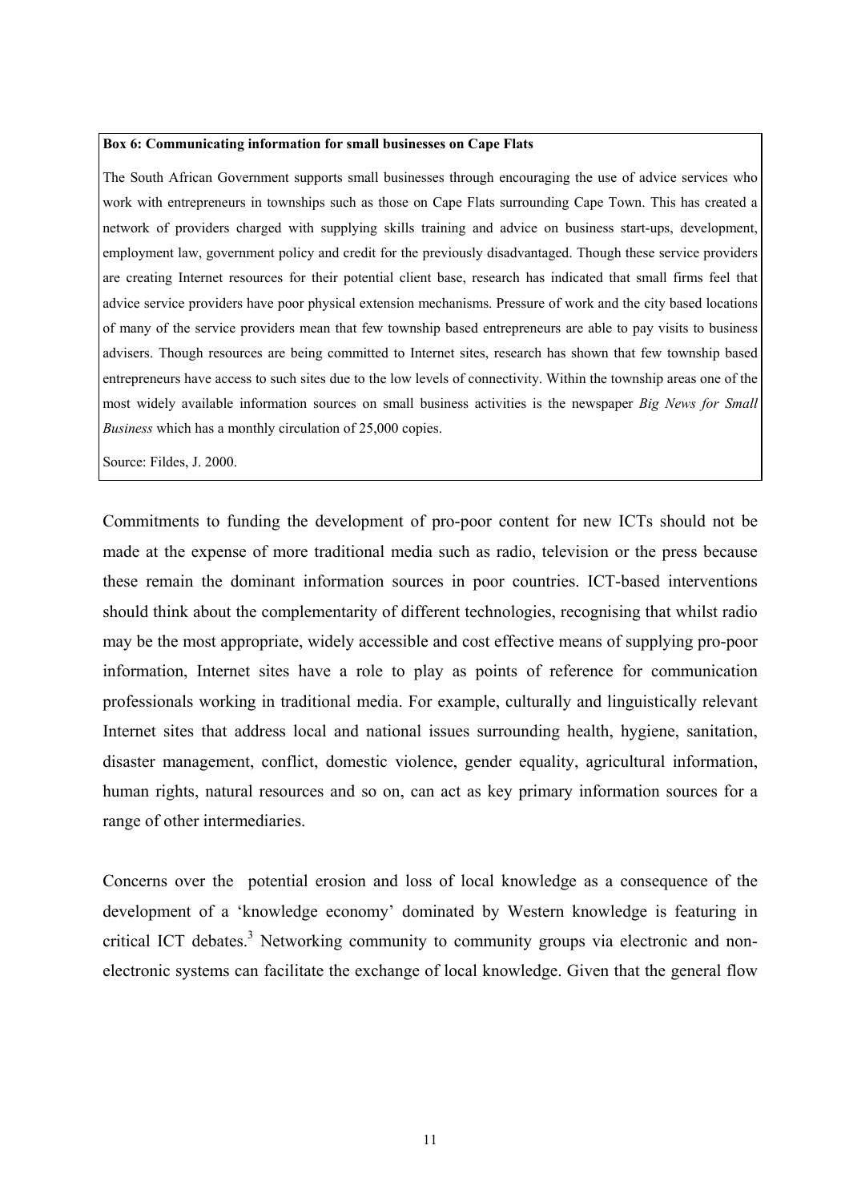**Box 6: Communicating information for small businesses on Cape Flats**

The South African Government supports small businesses through encouraging the use of advice services who work with entrepreneurs in townships such as those on Cape Flats surrounding Cape Town. This has created a network of providers charged with supplying skills training and advice on business start-ups, development, employment law, government policy and credit for the previously disadvantaged. Though these service providers are creating Internet resources for their potential client base, research has indicated that small firms feel that advice service providers have poor physical extension mechanisms. Pressure of work and the city based locations of many of the service providers mean that few township based entrepreneurs are able to pay visits to business advisers. Though resources are being committed to Internet sites, research has shown that few township based entrepreneurs have access to such sites due to the low levels of connectivity. Within the township areas one of the most widely available information sources on small business activities is the newspaper *Big News for Small Business* which has a monthly circulation of 25,000 copies.

Source: Fildes, J. 2000.

Commitments to funding the development of pro-poor content for new ICTs should not be made at the expense of more traditional media such as radio, television or the press because these remain the dominant information sources in poor countries. ICT-based interventions should think about the complementarity of different technologies, recognising that whilst radio may be the most appropriate, widely accessible and cost effective means of supplying pro-poor information, Internet sites have a role to play as points of reference for communication professionals working in traditional media. For example, culturally and linguistically relevant Internet sites that address local and national issues surrounding health, hygiene, sanitation, disaster management, conflict, domestic violence, gender equality, agricultural information, human rights, natural resources and so on, can act as key primary information sources for a range of other intermediaries.

Concerns over the potential erosion and loss of local knowledge as a consequence of the development of a 'knowledge economy' dominated by Western knowledge is featuring in critical ICT debates.[3] Networking community to community groups via electronic and non-electronic systems can facilitate the exchange of local knowledge. Given that the general flow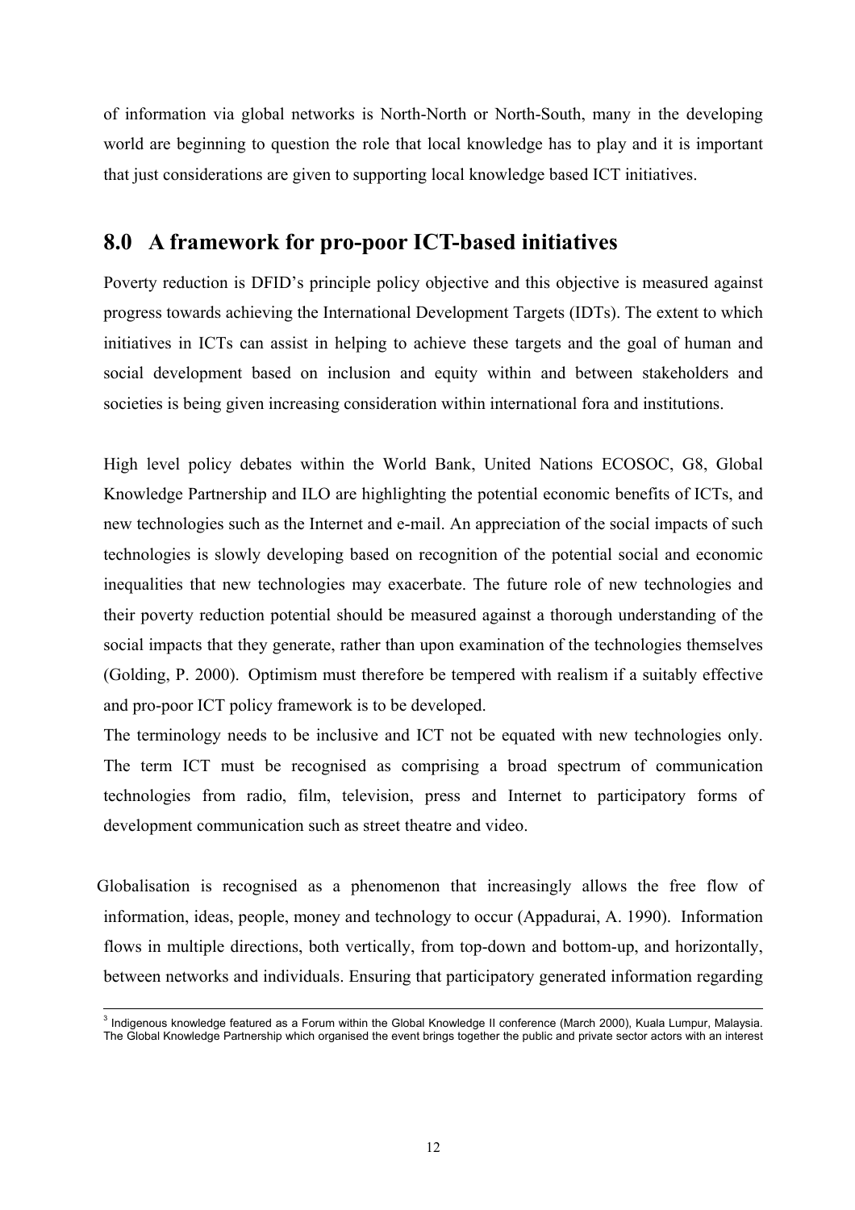of information via global networks is North-North or North-South, many in the developing world are beginning to question the role that local knowledge has to play and it is important that just considerations are given to supporting local knowledge based ICT initiatives.

## 8.0 A framework for pro-poor ICT-based initiatives

Poverty reduction is DFID's principle policy objective and this objective is measured against progress towards achieving the International Development Targets (IDTs). The extent to which initiatives in ICTs can assist in helping to achieve these targets and the goal of human and social development based on inclusion and equity within and between stakeholders and societies is being given increasing consideration within international fora and institutions.

High level policy debates within the World Bank, United Nations ECOSOC, G8, Global Knowledge Partnership and ILO are highlighting the potential economic benefits of ICTs, and new technologies such as the Internet and e-mail. An appreciation of the social impacts of such technologies is slowly developing based on recognition of the potential social and economic inequalities that new technologies may exacerbate. The future role of new technologies and their poverty reduction potential should be measured against a thorough understanding of the social impacts that they generate, rather than upon examination of the technologies themselves (Golding, P. 2000). Optimism must therefore be tempered with realism if a suitably effective and pro-poor ICT policy framework is to be developed.

The terminology needs to be inclusive and ICT not be equated with new technologies only. The term ICT must be recognised as comprising a broad spectrum of communication technologies from radio, film, television, press and Internet to participatory forms of development communication such as street theatre and video.

Globalisation is recognised as a phenomenon that increasingly allows the free flow of information, ideas, people, money and technology to occur (Appadurai, A. 1990). Information flows in multiple directions, both vertically, from top-down and bottom-up, and horizontally, between networks and individuals. Ensuring that participatory generated information regarding

[3] Indigenous knowledge featured as a Forum within the Global Knowledge II conference (March 2000), Kuala Lumpur, Malaysia. The Global Knowledge Partnership which organised the event brings together the public and private sector actors with an interest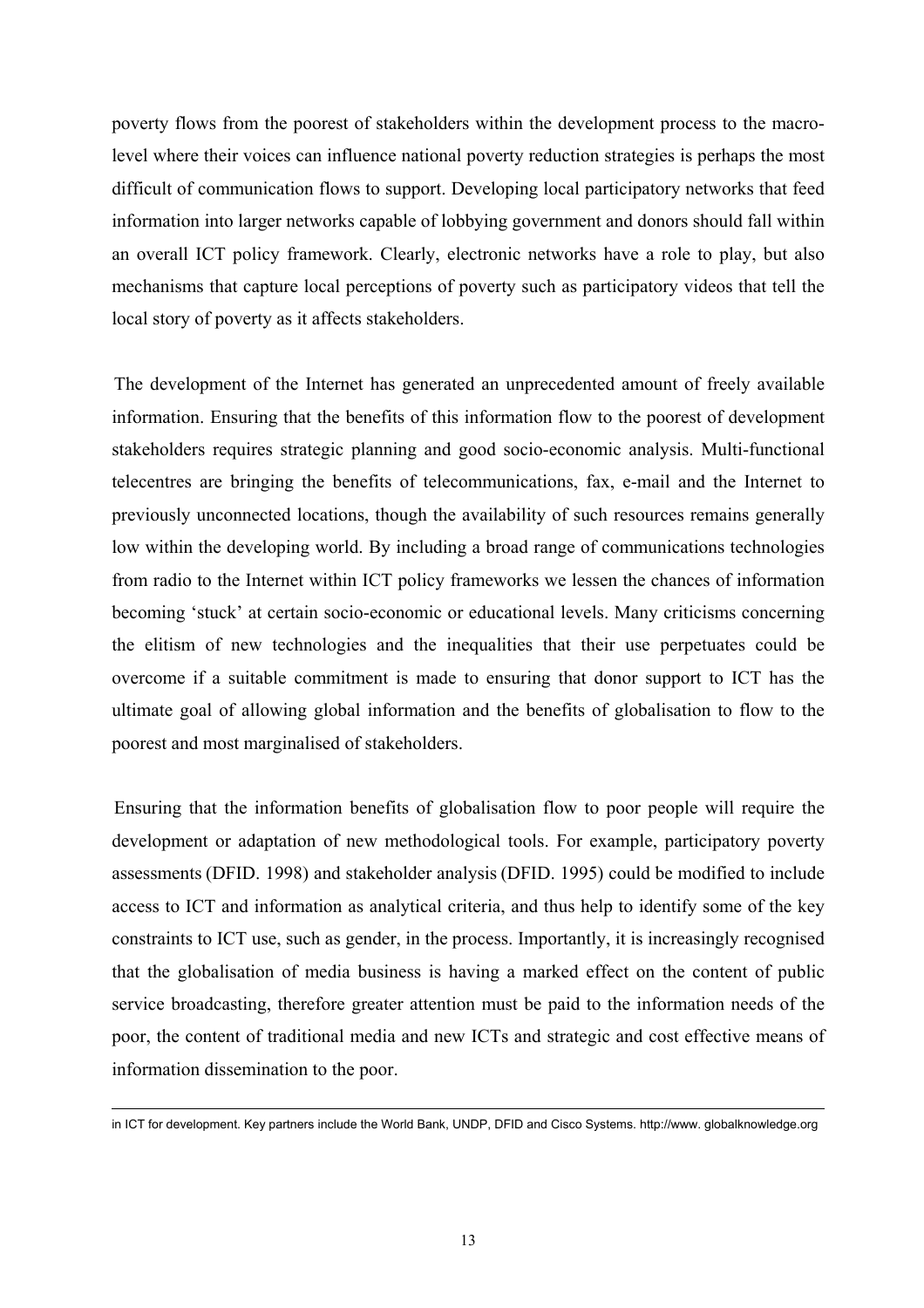poverty flows from the poorest of stakeholders within the development process to the macro-level where their voices can influence national poverty reduction strategies is perhaps the most difficult of communication flows to support. Developing local participatory networks that feed information into larger networks capable of lobbying government and donors should fall within an overall ICT policy framework. Clearly, electronic networks have a role to play, but also mechanisms that capture local perceptions of poverty such as participatory videos that tell the local story of poverty as it affects stakeholders.

The development of the Internet has generated an unprecedented amount of freely available information. Ensuring that the benefits of this information flow to the poorest of development stakeholders requires strategic planning and good socio-economic analysis. Multi-functional telecentres are bringing the benefits of telecommunications, fax, e-mail and the Internet to previously unconnected locations, though the availability of such resources remains generally low within the developing world. By including a broad range of communications technologies from radio to the Internet within ICT policy frameworks we lessen the chances of information becoming 'stuck' at certain socio-economic or educational levels. Many criticisms concerning the elitism of new technologies and the inequalities that their use perpetuates could be overcome if a suitable commitment is made to ensuring that donor support to ICT has the ultimate goal of allowing global information and the benefits of globalisation to flow to the poorest and most marginalised of stakeholders.

Ensuring that the information benefits of globalisation flow to poor people will require the development or adaptation of new methodological tools. For example, participatory poverty assessments (DFID. 1998) and stakeholder analysis (DFID. 1995) could be modified to include access to ICT and information as analytical criteria, and thus help to identify some of the key constraints to ICT use, such as gender, in the process. Importantly, it is increasingly recognised that the globalisation of media business is having a marked effect on the content of public service broadcasting, therefore greater attention must be paid to the information needs of the poor, the content of traditional media and new ICTs and strategic and cost effective means of information dissemination to the poor.

---

in ICT for development. Key partners include the World Bank, UNDP, DFID and Cisco Systems. http://www. globalknowledge.org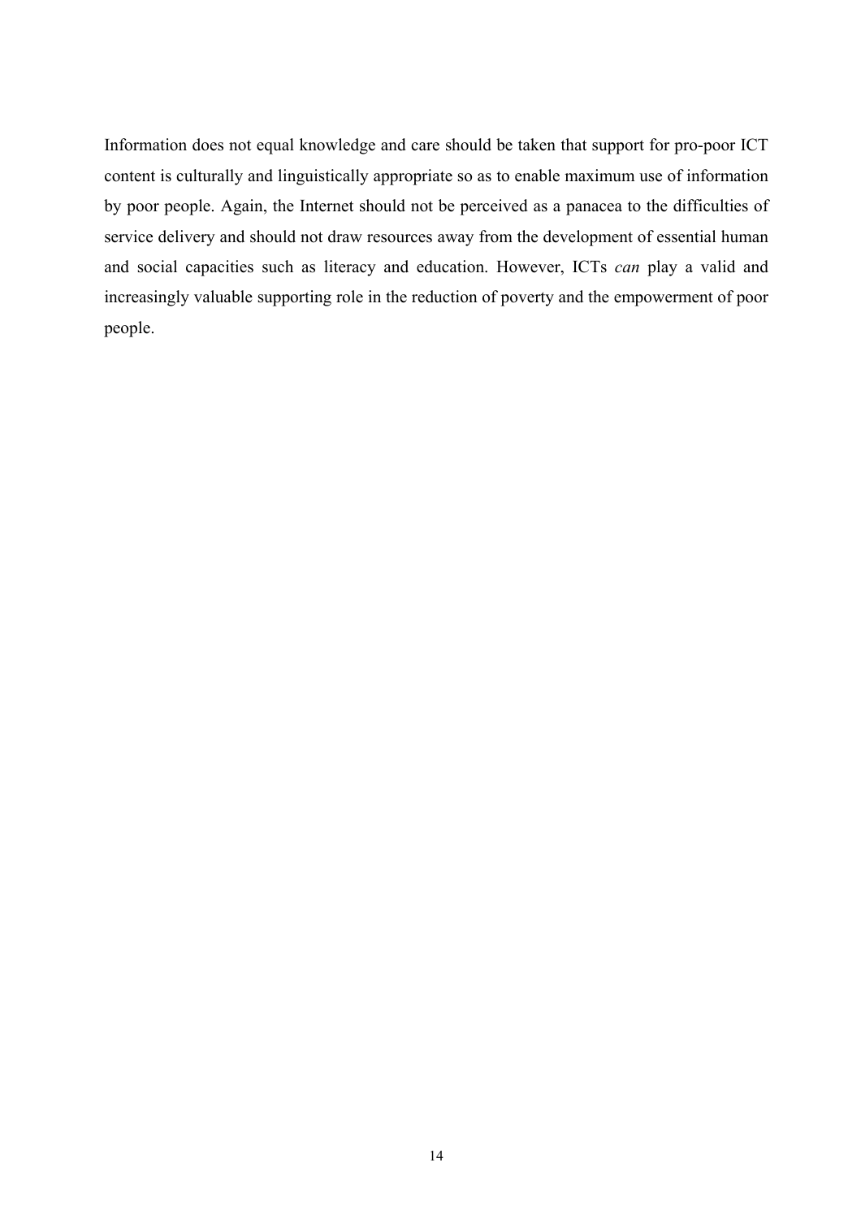Information does not equal knowledge and care should be taken that support for pro-poor ICT content is culturally and linguistically appropriate so as to enable maximum use of information by poor people. Again, the Internet should not be perceived as a panacea to the difficulties of service delivery and should not draw resources away from the development of essential human and social capacities such as literacy and education. However, ICTs *can* play a valid and increasingly valuable supporting role in the reduction of poverty and the empowerment of poor people.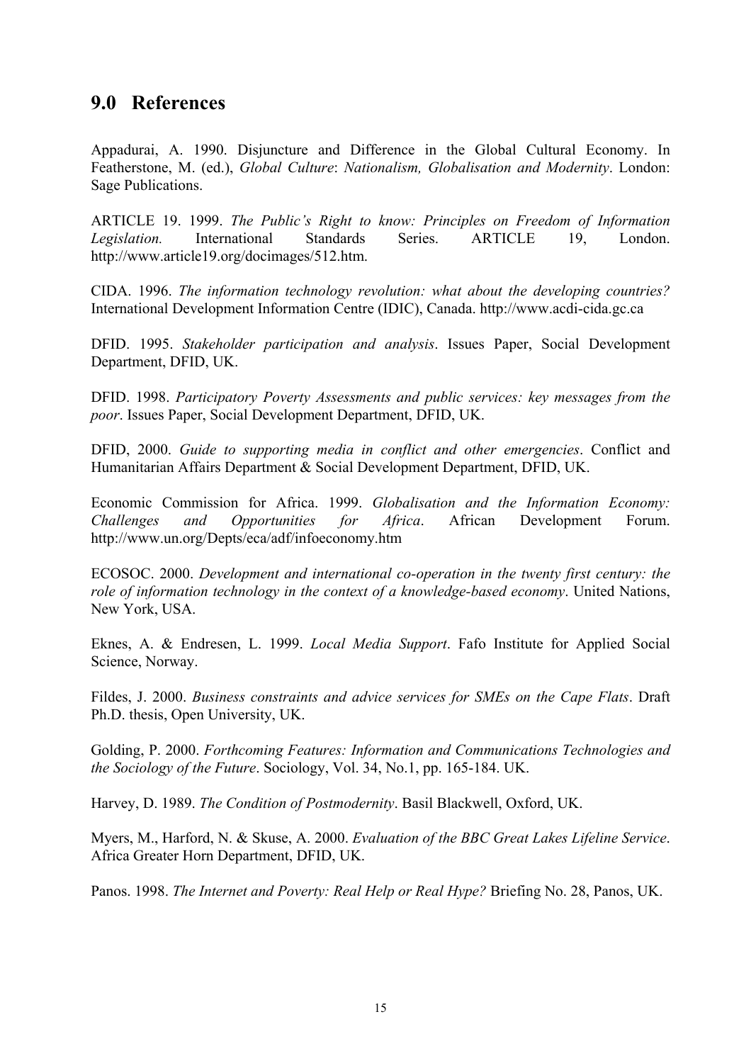## 9.0 References

Appadurai, A. 1990. Disjuncture and Difference in the Global Cultural Economy. In Featherstone, M. (ed.), *Global Culture*: *Nationalism, Globalisation and Modernity*. London: Sage Publications.

ARTICLE 19. 1999. *The Public's Right to know: Principles on Freedom of Information Legislation.* International Standards Series. ARTICLE 19, London. http://www.article19.org/docimages/512.htm.

CIDA. 1996. *The information technology revolution: what about the developing countries?* International Development Information Centre (IDIC), Canada. http://www.acdi-cida.gc.ca

DFID. 1995. *Stakeholder participation and analysis*. Issues Paper, Social Development Department, DFID, UK.

DFID. 1998. *Participatory Poverty Assessments and public services: key messages from the poor*. Issues Paper, Social Development Department, DFID, UK.

DFID, 2000. *Guide to supporting media in conflict and other emergencies*. Conflict and Humanitarian Affairs Department & Social Development Department, DFID, UK.

Economic Commission for Africa. 1999. *Globalisation and the Information Economy: Challenges and Opportunities for Africa*. African Development Forum. http://www.un.org/Depts/eca/adf/infoeconomy.htm

ECOSOC. 2000. *Development and international co-operation in the twenty first century: the role of information technology in the context of a knowledge-based economy*. United Nations, New York, USA.

Eknes, A. & Endresen, L. 1999. *Local Media Support*. Fafo Institute for Applied Social Science, Norway.

Fildes, J. 2000. *Business constraints and advice services for SMEs on the Cape Flats*. Draft Ph.D. thesis, Open University, UK.

Golding, P. 2000. *Forthcoming Features: Information and Communications Technologies and the Sociology of the Future*. Sociology, Vol. 34, No.1, pp. 165-184. UK.

Harvey, D. 1989. *The Condition of Postmodernity*. Basil Blackwell, Oxford, UK.

Myers, M., Harford, N. & Skuse, A. 2000. *Evaluation of the BBC Great Lakes Lifeline Service*. Africa Greater Horn Department, DFID, UK.

Panos. 1998. *The Internet and Poverty: Real Help or Real Hype?* Briefing No. 28, Panos, UK.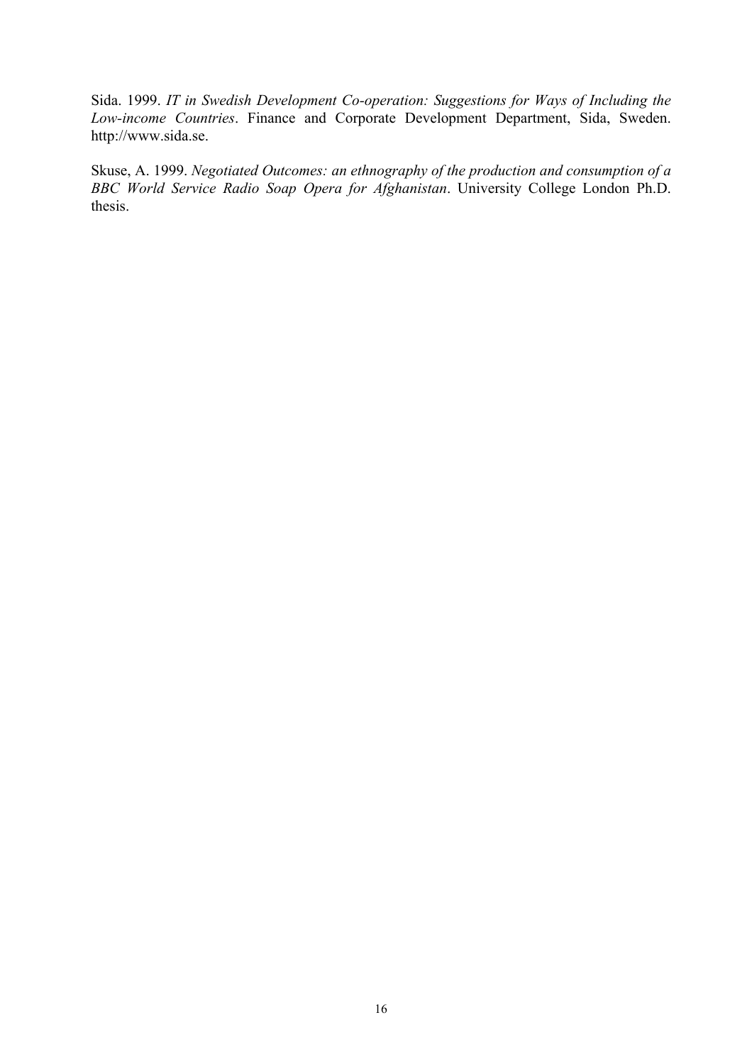Sida. 1999. *IT in Swedish Development Co-operation: Suggestions for Ways of Including the Low-income Countries*. Finance and Corporate Development Department, Sida, Sweden. http://www.sida.se.

Skuse, A. 1999. *Negotiated Outcomes: an ethnography of the production and consumption of a BBC World Service Radio Soap Opera for Afghanistan*. University College London Ph.D. thesis.